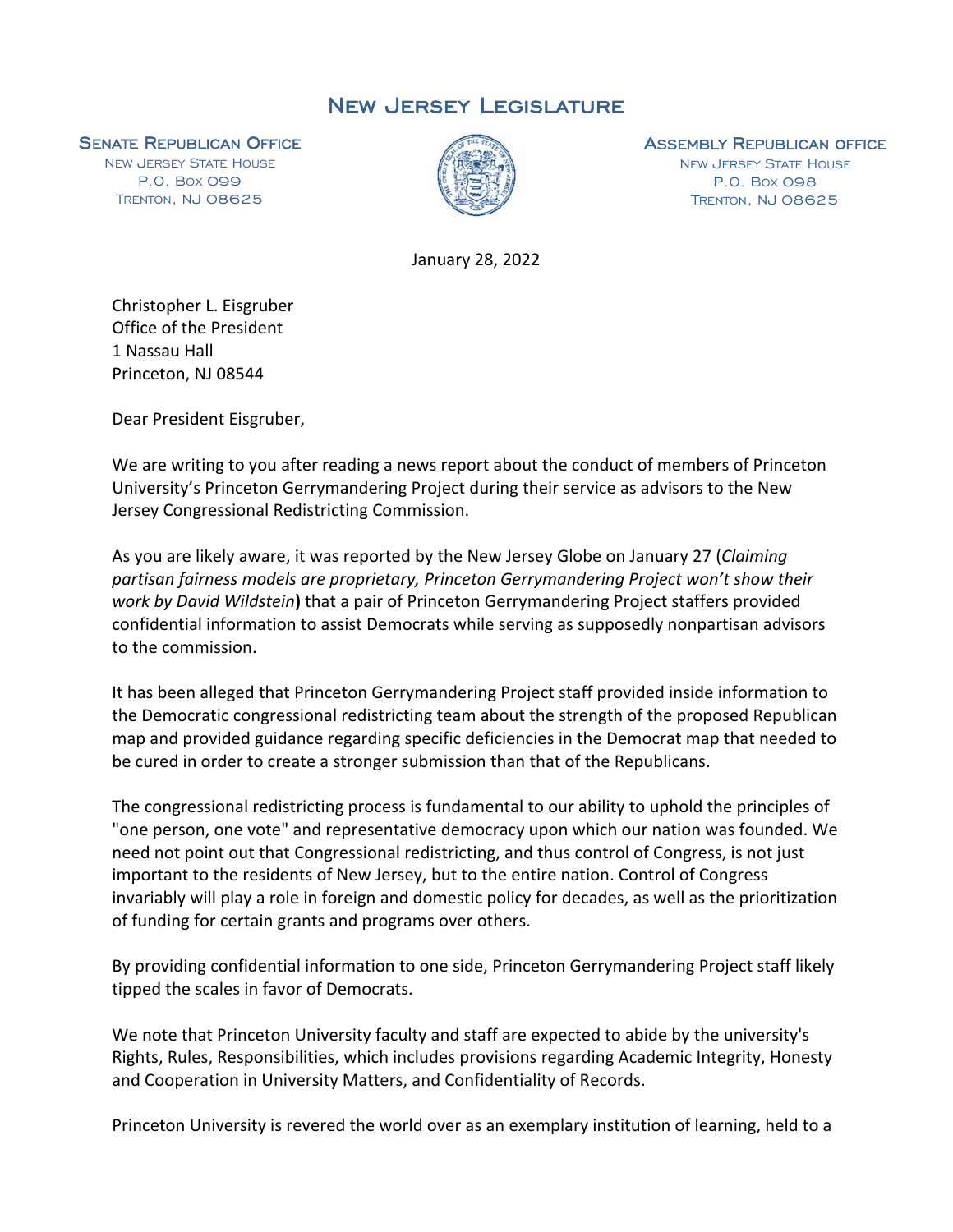# New Jersey Legislature

**Senate Republican Office**
New Jersey State House
P.O. Box 099
Trenton, NJ 08625

**Assembly Republican office**
New Jersey State House
P.O. Box 098
Trenton, NJ 08625

January 28, 2022

Christopher L. Eisgruber
Office of the President
1 Nassau Hall
Princeton, NJ 08544

Dear President Eisgruber,

We are writing to you after reading a news report about the conduct of members of Princeton University's Princeton Gerrymandering Project during their service as advisors to the New Jersey Congressional Redistricting Commission.

As you are likely aware, it was reported by the New Jersey Globe on January 27 (*Claiming partisan fairness models are proprietary, Princeton Gerrymandering Project won't show their work by David Wildstein*) that a pair of Princeton Gerrymandering Project staffers provided confidential information to assist Democrats while serving as supposedly nonpartisan advisors to the commission.

It has been alleged that Princeton Gerrymandering Project staff provided inside information to the Democratic congressional redistricting team about the strength of the proposed Republican map and provided guidance regarding specific deficiencies in the Democrat map that needed to be cured in order to create a stronger submission than that of the Republicans.

The congressional redistricting process is fundamental to our ability to uphold the principles of "one person, one vote" and representative democracy upon which our nation was founded. We need not point out that Congressional redistricting, and thus control of Congress, is not just important to the residents of New Jersey, but to the entire nation. Control of Congress invariably will play a role in foreign and domestic policy for decades, as well as the prioritization of funding for certain grants and programs over others.

By providing confidential information to one side, Princeton Gerrymandering Project staff likely tipped the scales in favor of Democrats.

We note that Princeton University faculty and staff are expected to abide by the university's Rights, Rules, Responsibilities, which includes provisions regarding Academic Integrity, Honesty and Cooperation in University Matters, and Confidentiality of Records.

Princeton University is revered the world over as an exemplary institution of learning, held to a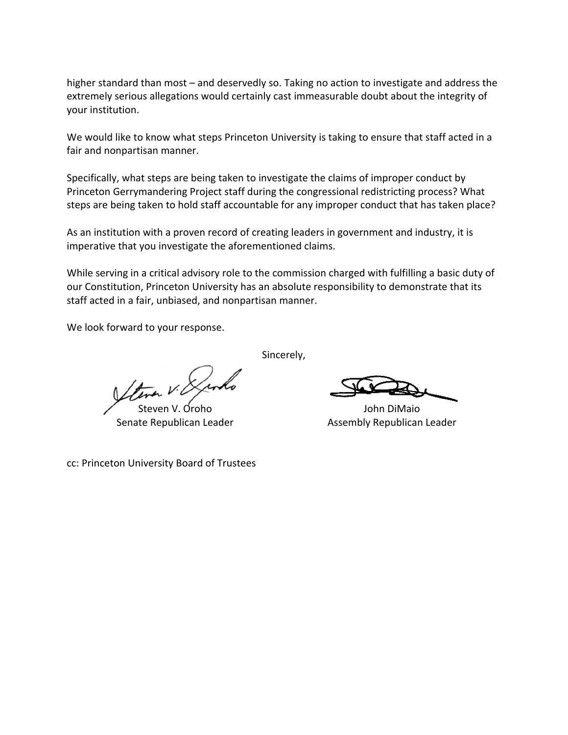higher standard than most – and deservedly so. Taking no action to investigate and address the extremely serious allegations would certainly cast immeasurable doubt about the integrity of your institution.

We would like to know what steps Princeton University is taking to ensure that staff acted in a fair and nonpartisan manner.

Specifically, what steps are being taken to investigate the claims of improper conduct by Princeton Gerrymandering Project staff during the congressional redistricting process? What steps are being taken to hold staff accountable for any improper conduct that has taken place?

As an institution with a proven record of creating leaders in government and industry, it is imperative that you investigate the aforementioned claims.

While serving in a critical advisory role to the commission charged with fulfilling a basic duty of our Constitution, Princeton University has an absolute responsibility to demonstrate that its staff acted in a fair, unbiased, and nonpartisan manner.

We look forward to your response.

Sincerely,

Steven V. Oroho
Senate Republican Leader

John DiMaio
Assembly Republican Leader

cc: Princeton University Board of Trustees